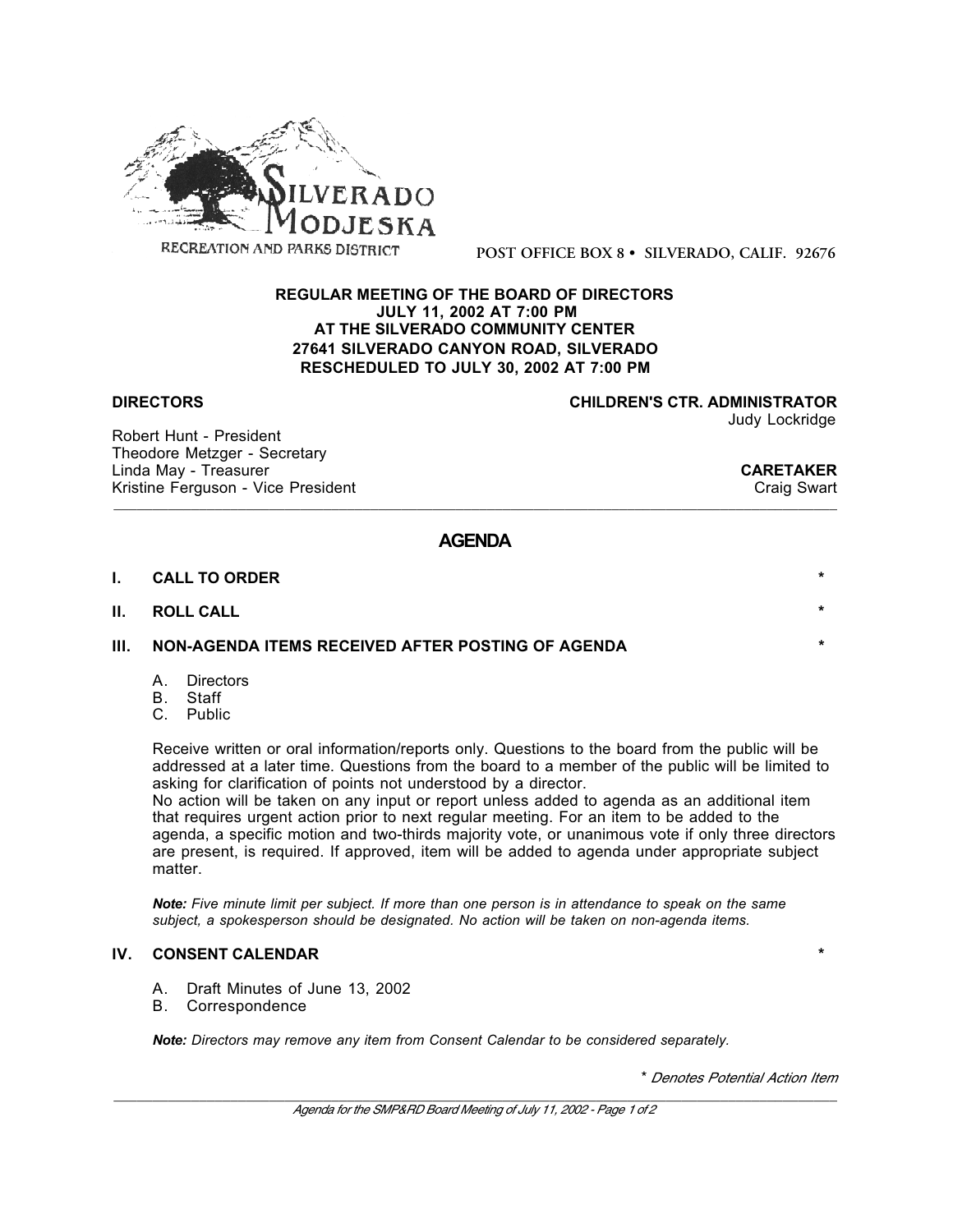SILVERADO MODJESKA

RECREATION AND PARKS DISTRICT

POST OFFICE BOX 8 • SILVERADO, CALIF. 92676

**REGULAR MEETING OF THE BOARD OF DIRECTORS**
**JULY 11, 2002 AT 7:00 PM**
**AT THE SILVERADO COMMUNITY CENTER**
**27641 SILVERADO CANYON ROAD, SILVERADO**
**RESCHEDULED TO JULY 30, 2002 AT 7:00 PM**

**DIRECTORS**

Robert Hunt - President
Theodore Metzger - Secretary
Linda May - Treasurer
Kristine Ferguson - Vice President

**CHILDREN'S CTR. ADMINISTRATOR**
Judy Lockridge

**CARETAKER**
Craig Swart

# AGENDA

**I. CALL TO ORDER** *

**II. ROLL CALL** *

**III. NON-AGENDA ITEMS RECEIVED AFTER POSTING OF AGENDA** *

A. Directors
B. Staff
C. Public

Receive written or oral information/reports only. Questions to the board from the public will be addressed at a later time. Questions from the board to a member of the public will be limited to asking for clarification of points not understood by a director.
No action will be taken on any input or report unless added to agenda as an additional item that requires urgent action prior to next regular meeting. For an item to be added to the agenda, a specific motion and two-thirds majority vote, or unanimous vote if only three directors are present, is required. If approved, item will be added to agenda under appropriate subject matter.

***Note:*** *Five minute limit per subject. If more than one person is in attendance to speak on the same subject, a spokesperson should be designated. No action will be taken on non-agenda items.*

**IV. CONSENT CALENDAR** *

A. Draft Minutes of June 13, 2002
B. Correspondence

***Note:*** *Directors may remove any item from Consent Calendar to be considered separately.*

\* *Denotes Potential Action Item*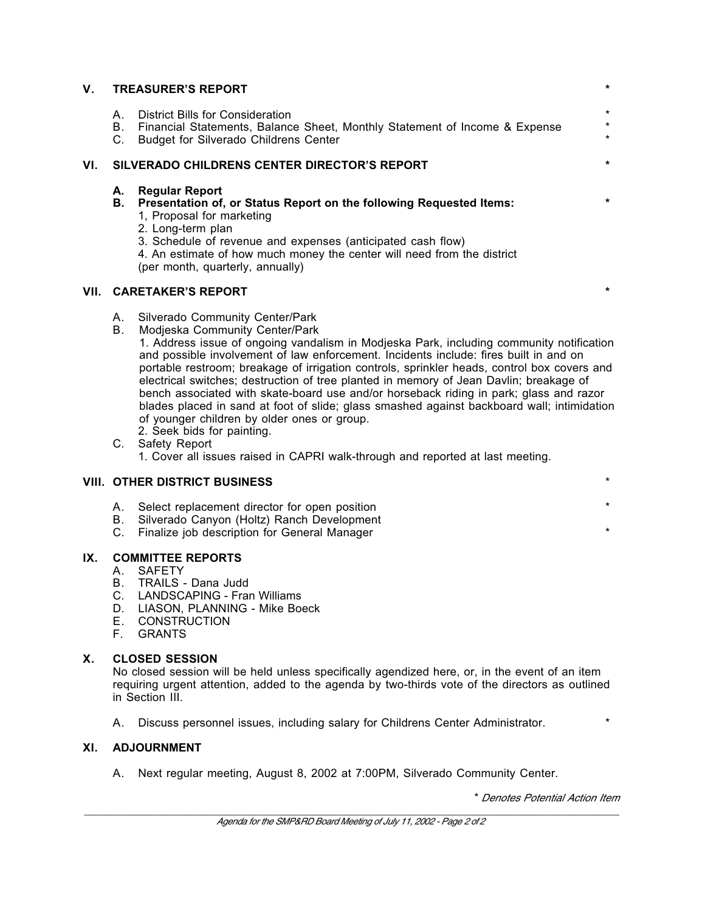## V. TREASURER'S REPORT *

A. District Bills for Consideration *
B. Financial Statements, Balance Sheet, Monthly Statement of Income & Expense *
C. Budget for Silverado Childrens Center *

## VI. SILVERADO CHILDRENS CENTER DIRECTOR'S REPORT *

**A. Regular Report**
**B. Presentation of, or Status Report on the following Requested Items:** *

1, Proposal for marketing
2. Long-term plan
3. Schedule of revenue and expenses (anticipated cash flow)
4. An estimate of how much money the center will need from the district (per month, quarterly, annually)

## VII. CARETAKER'S REPORT *

A. Silverado Community Center/Park
B. Modjeska Community Center/Park

1. Address issue of ongoing vandalism in Modjeska Park, including community notification and possible involvement of law enforcement. Incidents include: fires built in and on portable restroom; breakage of irrigation controls, sprinkler heads, control box covers and electrical switches; destruction of tree planted in memory of Jean Davlin; breakage of bench associated with skate-board use and/or horseback riding in park; glass and razor blades placed in sand at foot of slide; glass smashed against backboard wall; intimidation of younger children by older ones or group.
2. Seek bids for painting.

C. Safety Report

1. Cover all issues raised in CAPRI walk-through and reported at last meeting.

## VIII. OTHER DISTRICT BUSINESS *

A. Select replacement director for open position *
B. Silverado Canyon (Holtz) Ranch Development
C. Finalize job description for General Manager *

## IX. COMMITTEE REPORTS

A. SAFETY
B. TRAILS - Dana Judd
C. LANDSCAPING - Fran Williams
D. LIASON, PLANNING - Mike Boeck
E. CONSTRUCTION
F. GRANTS

## X. CLOSED SESSION

No closed session will be held unless specifically agendized here, or, in the event of an item requiring urgent attention, added to the agenda by two-thirds vote of the directors as outlined in Section III.

A. Discuss personnel issues, including salary for Childrens Center Administrator. *

## XI. ADJOURNMENT

A. Next regular meeting, August 8, 2002 at 7:00PM, Silverado Community Center.

*\* Denotes Potential Action Item*